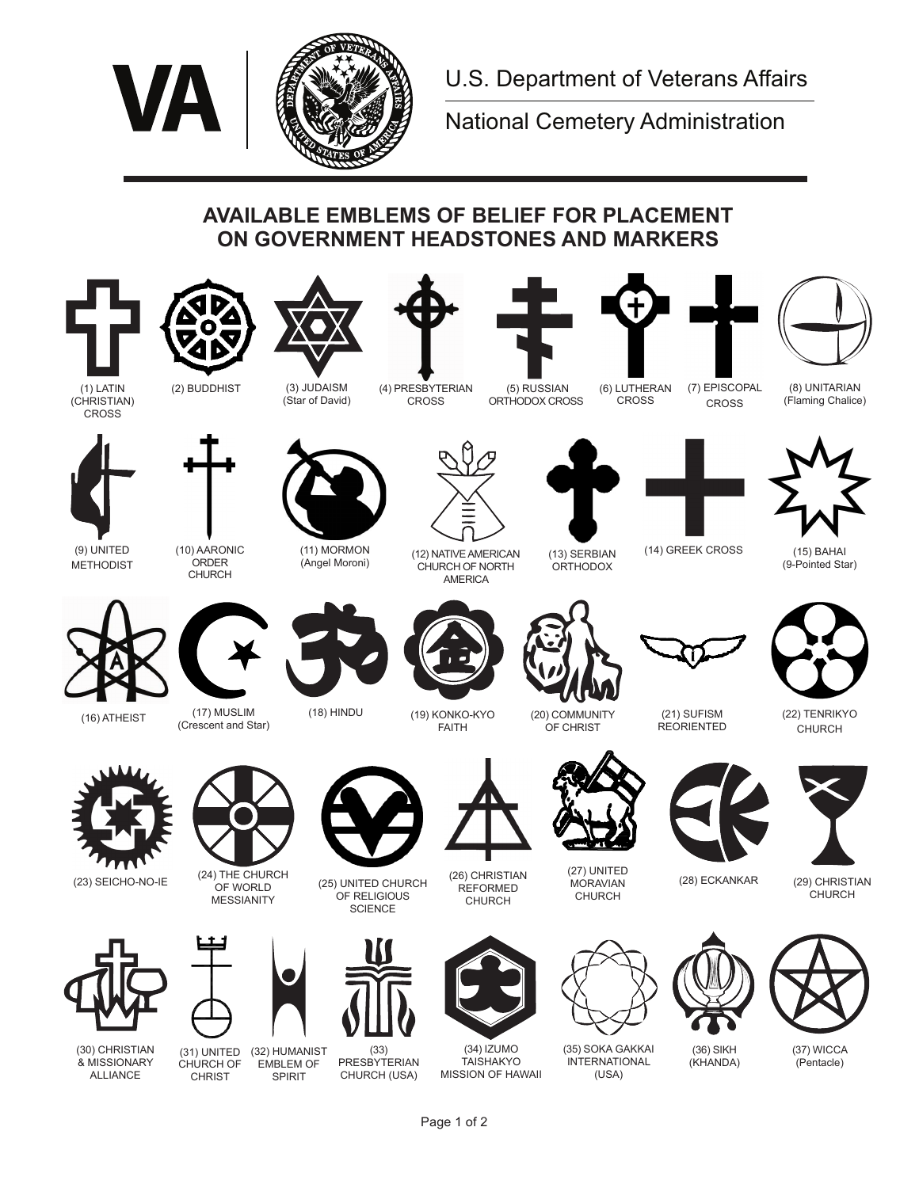U.S. Department of Veterans Affairs

National Cemetery Administration

## AVAILABLE EMBLEMS OF BELIEF FOR PLACEMENT ON GOVERNMENT HEADSTONES AND MARKERS

(1) LATIN (CHRISTIAN) CROSS

(2) BUDDHIST

(3) JUDAISM (Star of David)

(4) PRESBYTERIAN CROSS

(5) RUSSIAN ORTHODOX CROSS

(6) LUTHERAN CROSS

(7) EPISCOPAL CROSS

(8) UNITARIAN (Flaming Chalice)

(9) UNITED METHODIST

(10) AARONIC ORDER CHURCH

(11) MORMON (Angel Moroni)

(12) NATIVE AMERICAN CHURCH OF NORTH AMERICA

(13) SERBIAN ORTHODOX

(14) GREEK CROSS

(15) BAHAI (9-Pointed Star)

(16) ATHEIST

(17) MUSLIM (Crescent and Star)

(18) HINDU

(19) KONKO-KYO FAITH

(20) COMMUNITY OF CHRIST

(21) SUFISM REORIENTED

(22) TENRIKYO CHURCH

(23) SEICHO-NO-IE

(24) THE CHURCH OF WORLD MESSIANITY

(25) UNITED CHURCH OF RELIGIOUS SCIENCE

(26) CHRISTIAN REFORMED CHURCH

(27) UNITED MORAVIAN CHURCH

(28) ECKANKAR

(29) CHRISTIAN CHURCH

(30) CHRISTIAN & MISSIONARY ALLIANCE

(31) UNITED CHURCH OF CHRIST

(32) HUMANIST EMBLEM OF SPIRIT

(33) PRESBYTERIAN CHURCH (USA)

(34) IZUMO TAISHAKYO MISSION OF HAWAII

(35) SOKA GAKKAI INTERNATIONAL (USA)

(36) SIKH (KHANDA)

(37) WICCA (Pentacle)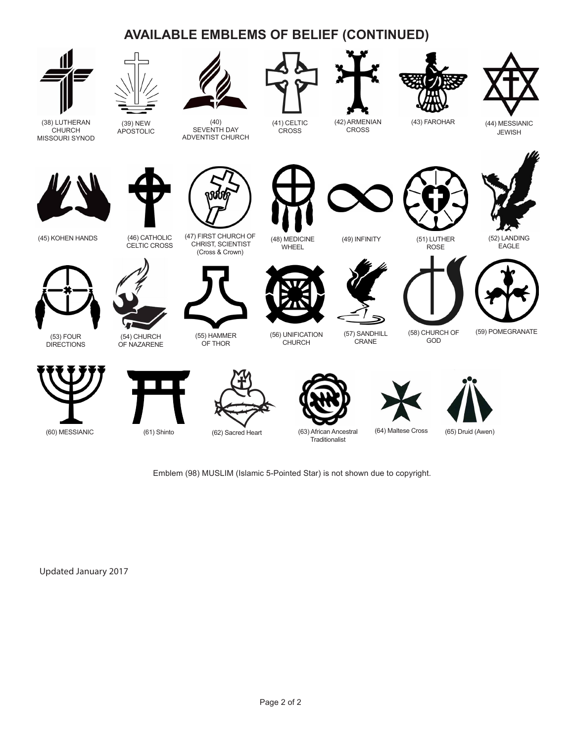# AVAILABLE EMBLEMS OF BELIEF (CONTINUED)

(38) LUTHERAN CHURCH MISSOURI SYNOD

(39) NEW APOSTOLIC

(40) SEVENTH DAY ADVENTIST CHURCH

(41) CELTIC CROSS

(42) ARMENIAN CROSS

(43) FAROHAR

(44) MESSIANIC JEWISH

(45) KOHEN HANDS

(46) CATHOLIC CELTIC CROSS

(47) FIRST CHURCH OF CHRIST, SCIENTIST (Cross & Crown)

(48) MEDICINE WHEEL

(49) INFINITY

(51) LUTHER ROSE

(52) LANDING EAGLE

(53) FOUR DIRECTIONS

(54) CHURCH OF NAZARENE

(55) HAMMER OF THOR

(56) UNIFICATION CHURCH

(57) SANDHILL CRANE

(58) CHURCH OF GOD

(59) POMEGRANATE

(60) MESSIANIC

(61) Shinto

(62) Sacred Heart

(63) African Ancestral Traditionalist

(64) Maltese Cross

(65) Druid (Awen)

Emblem (98) MUSLIM (Islamic 5-Pointed Star) is not shown due to copyright.

Updated January 2017